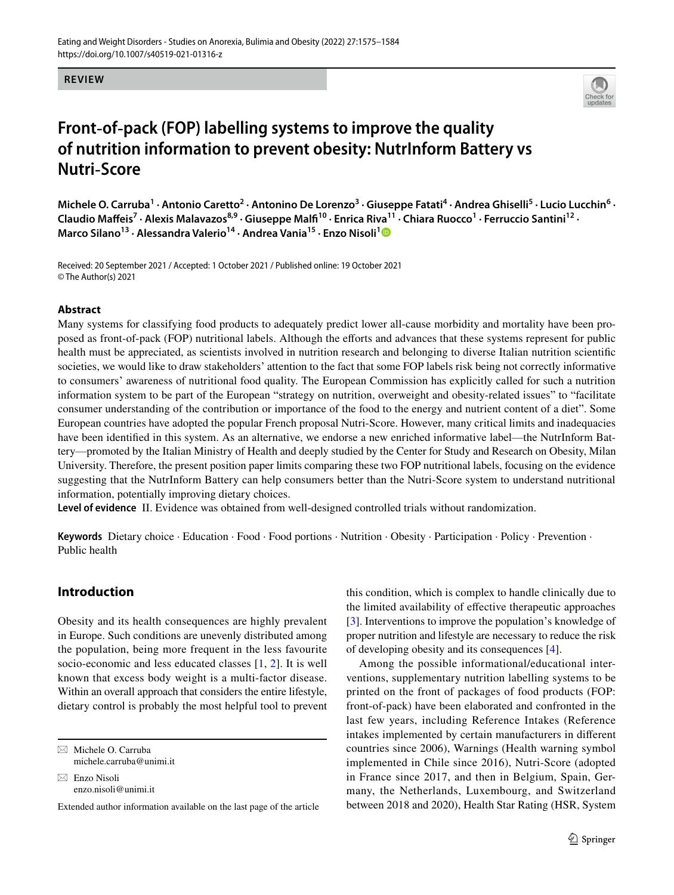**REVIEW**

# Front-of-pack (FOP) labelling systems to improve the quality of nutrition information to prevent obesity: NutrInform Battery vs Nutri-Score

**Michele O. Carruba[1] · Antonio Caretto[2] · Antonino De Lorenzo[3] · Giuseppe Fatati[4] · Andrea Ghiselli[5] · Lucio Lucchin[6] · Claudio Maffeis[7] · Alexis Malavazos[8,9] · Giuseppe Malfi[10] · Enrica Riva[11] · Chiara Ruocco[1] · Ferruccio Santini[12] · Marco Silano[13] · Alessandra Valerio[14] · Andrea Vania[15] · Enzo Nisoli[1]**

Received: 20 September 2021 / Accepted: 1 October 2021 / Published online: 19 October 2021
© The Author(s) 2021

## Abstract

Many systems for classifying food products to adequately predict lower all-cause morbidity and mortality have been proposed as front-of-pack (FOP) nutritional labels. Although the efforts and advances that these systems represent for public health must be appreciated, as scientists involved in nutrition research and belonging to diverse Italian nutrition scientific societies, we would like to draw stakeholders' attention to the fact that some FOP labels risk being not correctly informative to consumers' awareness of nutritional food quality. The European Commission has explicitly called for such a nutrition information system to be part of the European "strategy on nutrition, overweight and obesity-related issues" to "facilitate consumer understanding of the contribution or importance of the food to the energy and nutrient content of a diet". Some European countries have adopted the popular French proposal Nutri-Score. However, many critical limits and inadequacies have been identified in this system. As an alternative, we endorse a new enriched informative label—the NutrInform Battery—promoted by the Italian Ministry of Health and deeply studied by the Center for Study and Research on Obesity, Milan University. Therefore, the present position paper limits comparing these two FOP nutritional labels, focusing on the evidence suggesting that the NutrInform Battery can help consumers better than the Nutri-Score system to understand nutritional information, potentially improving dietary choices.

**Level of evidence** II. Evidence was obtained from well-designed controlled trials without randomization.

**Keywords** Dietary choice · Education · Food · Food portions · Nutrition · Obesity · Participation · Policy · Prevention · Public health

## Introduction

Obesity and its health consequences are highly prevalent in Europe. Such conditions are unevenly distributed among the population, being more frequent in the less favourite socio-economic and less educated classes [1, 2]. It is well known that excess body weight is a multi-factor disease. Within an overall approach that considers the entire lifestyle, dietary control is probably the most helpful tool to prevent this condition, which is complex to handle clinically due to the limited availability of effective therapeutic approaches [3]. Interventions to improve the population's knowledge of proper nutrition and lifestyle are necessary to reduce the risk of developing obesity and its consequences [4].

Among the possible informational/educational interventions, supplementary nutrition labelling systems to be printed on the front of packages of food products (FOP: front-of-pack) have been elaborated and confronted in the last few years, including Reference Intakes (Reference intakes implemented by certain manufacturers in different countries since 2006), Warnings (Health warning symbol implemented in Chile since 2016), Nutri-Score (adopted in France since 2017, and then in Belgium, Spain, Germany, the Netherlands, Luxembourg, and Switzerland between 2018 and 2020), Health Star Rating (HSR, System

---

✉ Michele O. Carruba
michele.carruba@unimi.it

✉ Enzo Nisoli
enzo.nisoli@unimi.it

Extended author information available on the last page of the article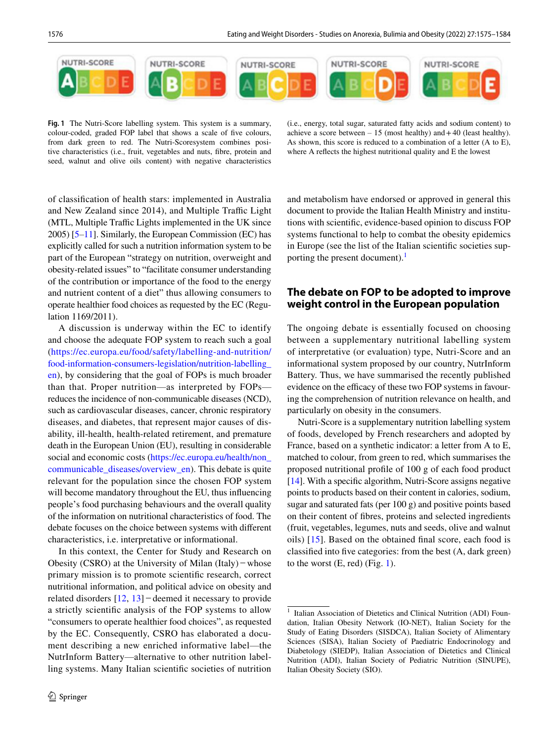**Fig. 1** The Nutri-Score labelling system. This system is a summary, colour-coded, graded FOP label that shows a scale of five colours, from dark green to red. The Nutri-Scoresystem combines positive characteristics (i.e., fruit, vegetables and nuts, fibre, protein and seed, walnut and olive oils content) with negative characteristics (i.e., energy, total sugar, saturated fatty acids and sodium content) to achieve a score between – 15 (most healthy) and + 40 (least healthy). As shown, this score is reduced to a combination of a letter (A to E), where A reflects the highest nutritional quality and E the lowest

of classification of health stars: implemented in Australia and New Zealand since 2014), and Multiple Traffic Light (MTL, Multiple Traffic Lights implemented in the UK since 2005) [5–11]. Similarly, the European Commission (EC) has explicitly called for such a nutrition information system to be part of the European "strategy on nutrition, overweight and obesity-related issues" to "facilitate consumer understanding of the contribution or importance of the food to the energy and nutrient content of a diet" thus allowing consumers to operate healthier food choices as requested by the EC (Regulation 1169/2011).

A discussion is underway within the EC to identify and choose the adequate FOP system to reach such a goal (https://ec.europa.eu/food/safety/labelling-and-nutrition/food-information-consumers-legislation/nutrition-labelling_en), by considering that the goal of FOPs is much broader than that. Proper nutrition—as interpreted by FOPs—reduces the incidence of non-communicable diseases (NCD), such as cardiovascular diseases, cancer, chronic respiratory diseases, and diabetes, that represent major causes of disability, ill-health, health-related retirement, and premature death in the European Union (EU), resulting in considerable social and economic costs (https://ec.europa.eu/health/non_communicable_diseases/overview_en). This debate is quite relevant for the population since the chosen FOP system will become mandatory throughout the EU, thus influencing people's food purchasing behaviours and the overall quality of the information on nutritional characteristics of food. The debate focuses on the choice between systems with different characteristics, i.e. interpretative or informational.

In this context, the Center for Study and Research on Obesity (CSRO) at the University of Milan (Italy) − whose primary mission is to promote scientific research, correct nutritional information, and political advice on obesity and related disorders [12, 13] − deemed it necessary to provide a strictly scientific analysis of the FOP systems to allow "consumers to operate healthier food choices", as requested by the EC. Consequently, CSRO has elaborated a document describing a new enriched informative label—the NutrInform Battery—alternative to other nutrition labelling systems. Many Italian scientific societies of nutrition and metabolism have endorsed or approved in general this document to provide the Italian Health Ministry and institutions with scientific, evidence-based opinion to discuss FOP systems functional to help to combat the obesity epidemics in Europe (see the list of the Italian scientific societies supporting the present document).[1]

## The debate on FOP to be adopted to improve weight control in the European population

The ongoing debate is essentially focused on choosing between a supplementary nutritional labelling system of interpretative (or evaluation) type, Nutri-Score and an informational system proposed by our country, NutrInform Battery. Thus, we have summarised the recently published evidence on the efficacy of these two FOP systems in favouring the comprehension of nutrition relevance on health, and particularly on obesity in the consumers.

Nutri-Score is a supplementary nutrition labelling system of foods, developed by French researchers and adopted by France, based on a synthetic indicator: a letter from A to E, matched to colour, from green to red, which summarises the proposed nutritional profile of 100 g of each food product [14]. With a specific algorithm, Nutri-Score assigns negative points to products based on their content in calories, sodium, sugar and saturated fats (per 100 g) and positive points based on their content of fibres, proteins and selected ingredients (fruit, vegetables, legumes, nuts and seeds, olive and walnut oils) [15]. Based on the obtained final score, each food is classified into five categories: from the best (A, dark green) to the worst (E, red) (Fig. 1).

---

[1] Italian Association of Dietetics and Clinical Nutrition (ADI) Foundation, Italian Obesity Network (IO-NET), Italian Society for the Study of Eating Disorders (SISDCA), Italian Society of Alimentary Sciences (SISA), Italian Society of Paediatric Endocrinology and Diabetology (SIEDP), Italian Association of Dietetics and Clinical Nutrition (ADI), Italian Society of Pediatric Nutrition (SINUPE), Italian Obesity Society (SIO).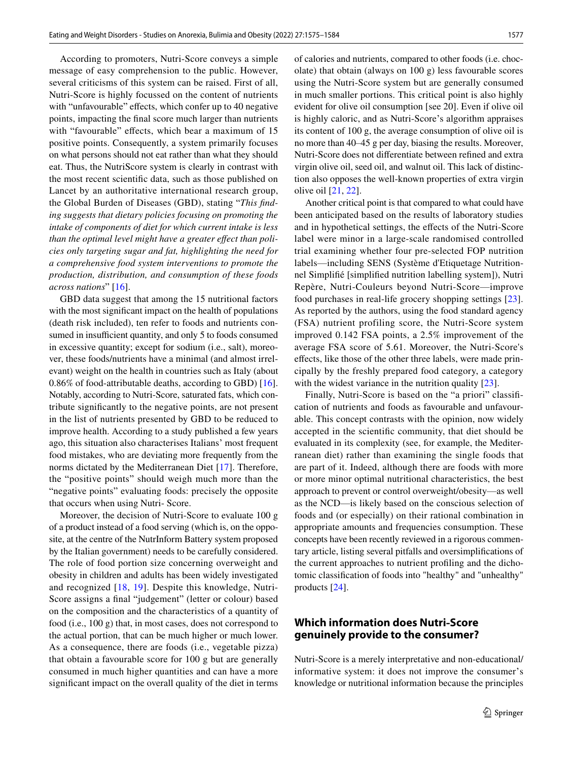According to promoters, Nutri-Score conveys a simple message of easy comprehension to the public. However, several criticisms of this system can be raised. First of all, Nutri-Score is highly focussed on the content of nutrients with "unfavourable" effects, which confer up to 40 negative points, impacting the final score much larger than nutrients with "favourable" effects, which bear a maximum of 15 positive points. Consequently, a system primarily focuses on what persons should not eat rather than what they should eat. Thus, the NutriScore system is clearly in contrast with the most recent scientific data, such as those published on Lancet by an authoritative international research group, the Global Burden of Diseases (GBD), stating "*This finding suggests that dietary policies focusing on promoting the intake of components of diet for which current intake is less than the optimal level might have a greater effect than policies only targeting sugar and fat, highlighting the need for a comprehensive food system interventions to promote the production, distribution, and consumption of these foods across nations*" [16].

GBD data suggest that among the 15 nutritional factors with the most significant impact on the health of populations (death risk included), ten refer to foods and nutrients consumed in insufficient quantity, and only 5 to foods consumed in excessive quantity; except for sodium (i.e., salt), moreover, these foods/nutrients have a minimal (and almost irrelevant) weight on the health in countries such as Italy (about 0.86% of food-attributable deaths, according to GBD) [16]. Notably, according to Nutri-Score, saturated fats, which contribute significantly to the negative points, are not present in the list of nutrients presented by GBD to be reduced to improve health. According to a study published a few years ago, this situation also characterises Italians' most frequent food mistakes, who are deviating more frequently from the norms dictated by the Mediterranean Diet [17]. Therefore, the "positive points" should weigh much more than the "negative points" evaluating foods: precisely the opposite that occurs when using Nutri- Score.

Moreover, the decision of Nutri-Score to evaluate 100 g of a product instead of a food serving (which is, on the opposite, at the centre of the NutrInform Battery system proposed by the Italian government) needs to be carefully considered. The role of food portion size concerning overweight and obesity in children and adults has been widely investigated and recognized [18, 19]. Despite this knowledge, Nutri-Score assigns a final "judgement" (letter or colour) based on the composition and the characteristics of a quantity of food (i.e., 100 g) that, in most cases, does not correspond to the actual portion, that can be much higher or much lower. As a consequence, there are foods (i.e., vegetable pizza) that obtain a favourable score for 100 g but are generally consumed in much higher quantities and can have a more significant impact on the overall quality of the diet in terms of calories and nutrients, compared to other foods (i.e. chocolate) that obtain (always on 100 g) less favourable scores using the Nutri-Score system but are generally consumed in much smaller portions. This critical point is also highly evident for olive oil consumption [see 20]. Even if olive oil is highly caloric, and as Nutri-Score's algorithm appraises its content of 100 g, the average consumption of olive oil is no more than 40–45 g per day, biasing the results. Moreover, Nutri-Score does not differentiate between refined and extra virgin olive oil, seed oil, and walnut oil. This lack of distinction also opposes the well-known properties of extra virgin olive oil [21, 22].

Another critical point is that compared to what could have been anticipated based on the results of laboratory studies and in hypothetical settings, the effects of the Nutri-Score label were minor in a large-scale randomised controlled trial examining whether four pre-selected FOP nutrition labels—including SENS (Système d'Etiquetage Nutritionnel Simplifié [simplified nutrition labelling system]), Nutri Repère, Nutri-Couleurs beyond Nutri-Score—improve food purchases in real-life grocery shopping settings [23]. As reported by the authors, using the food standard agency (FSA) nutrient profiling score, the Nutri-Score system improved 0.142 FSA points, a 2.5% improvement of the average FSA score of 5.61. Moreover, the Nutri-Score's effects, like those of the other three labels, were made principally by the freshly prepared food category, a category with the widest variance in the nutrition quality [23].

Finally, Nutri-Score is based on the "a priori" classification of nutrients and foods as favourable and unfavourable. This concept contrasts with the opinion, now widely accepted in the scientific community, that diet should be evaluated in its complexity (see, for example, the Mediterranean diet) rather than examining the single foods that are part of it. Indeed, although there are foods with more or more minor optimal nutritional characteristics, the best approach to prevent or control overweight/obesity—as well as the NCD—is likely based on the conscious selection of foods and (or especially) on their rational combination in appropriate amounts and frequencies consumption. These concepts have been recently reviewed in a rigorous commentary article, listing several pitfalls and oversimplifications of the current approaches to nutrient profiling and the dichotomic classification of foods into "healthy" and "unhealthy" products [24].

## Which information does Nutri-Score genuinely provide to the consumer?

Nutri-Score is a merely interpretative and non-educational/informative system: it does not improve the consumer's knowledge or nutritional information because the principles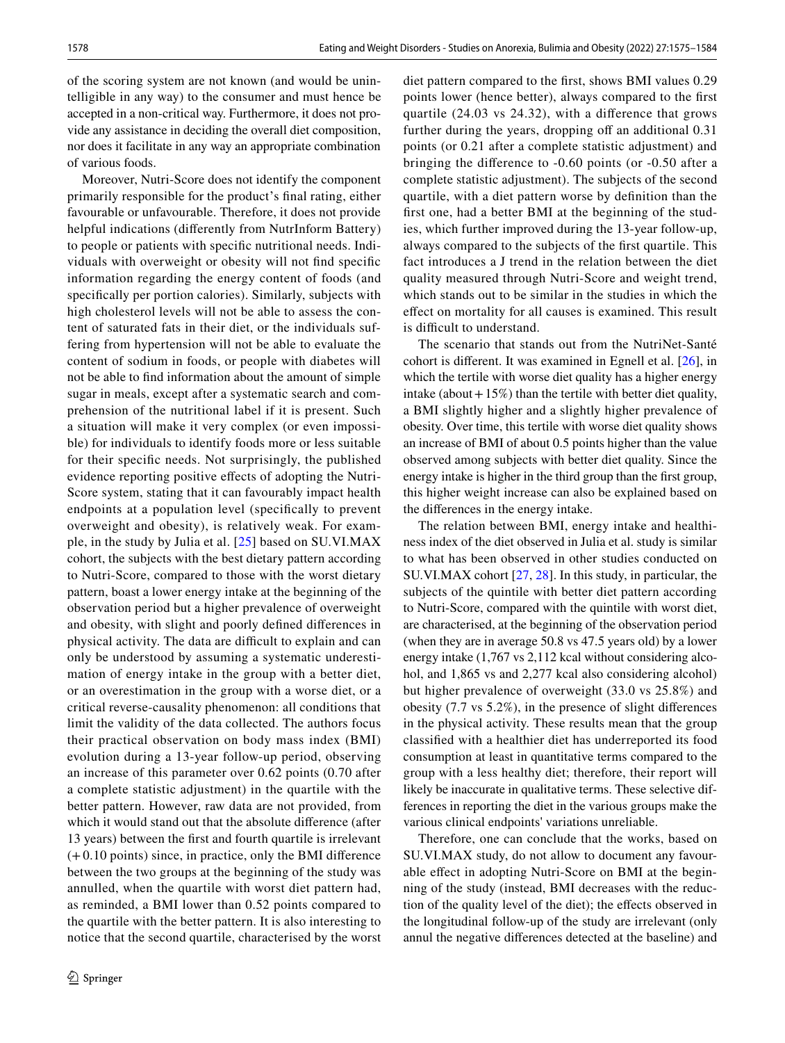of the scoring system are not known (and would be unintelligible in any way) to the consumer and must hence be accepted in a non-critical way. Furthermore, it does not provide any assistance in deciding the overall diet composition, nor does it facilitate in any way an appropriate combination of various foods.

Moreover, Nutri-Score does not identify the component primarily responsible for the product's final rating, either favourable or unfavourable. Therefore, it does not provide helpful indications (differently from NutrInform Battery) to people or patients with specific nutritional needs. Individuals with overweight or obesity will not find specific information regarding the energy content of foods (and specifically per portion calories). Similarly, subjects with high cholesterol levels will not be able to assess the content of saturated fats in their diet, or the individuals suffering from hypertension will not be able to evaluate the content of sodium in foods, or people with diabetes will not be able to find information about the amount of simple sugar in meals, except after a systematic search and comprehension of the nutritional label if it is present. Such a situation will make it very complex (or even impossible) for individuals to identify foods more or less suitable for their specific needs. Not surprisingly, the published evidence reporting positive effects of adopting the Nutri-Score system, stating that it can favourably impact health endpoints at a population level (specifically to prevent overweight and obesity), is relatively weak. For example, in the study by Julia et al. [25] based on SU.VI.MAX cohort, the subjects with the best dietary pattern according to Nutri-Score, compared to those with the worst dietary pattern, boast a lower energy intake at the beginning of the observation period but a higher prevalence of overweight and obesity, with slight and poorly defined differences in physical activity. The data are difficult to explain and can only be understood by assuming a systematic underestimation of energy intake in the group with a better diet, or an overestimation in the group with a worse diet, or a critical reverse-causality phenomenon: all conditions that limit the validity of the data collected. The authors focus their practical observation on body mass index (BMI) evolution during a 13-year follow-up period, observing an increase of this parameter over 0.62 points (0.70 after a complete statistic adjustment) in the quartile with the better pattern. However, raw data are not provided, from which it would stand out that the absolute difference (after 13 years) between the first and fourth quartile is irrelevant (+0.10 points) since, in practice, only the BMI difference between the two groups at the beginning of the study was annulled, when the quartile with worst diet pattern had, as reminded, a BMI lower than 0.52 points compared to the quartile with the better pattern. It is also interesting to notice that the second quartile, characterised by the worst diet pattern compared to the first, shows BMI values 0.29 points lower (hence better), always compared to the first quartile (24.03 vs 24.32), with a difference that grows further during the years, dropping off an additional 0.31 points (or 0.21 after a complete statistic adjustment) and bringing the difference to -0.60 points (or -0.50 after a complete statistic adjustment). The subjects of the second quartile, with a diet pattern worse by definition than the first one, had a better BMI at the beginning of the studies, which further improved during the 13-year follow-up, always compared to the subjects of the first quartile. This fact introduces a J trend in the relation between the diet quality measured through Nutri-Score and weight trend, which stands out to be similar in the studies in which the effect on mortality for all causes is examined. This result is difficult to understand.

The scenario that stands out from the NutriNet-Santé cohort is different. It was examined in Egnell et al. [26], in which the tertile with worse diet quality has a higher energy intake (about + 15%) than the tertile with better diet quality, a BMI slightly higher and a slightly higher prevalence of obesity. Over time, this tertile with worse diet quality shows an increase of BMI of about 0.5 points higher than the value observed among subjects with better diet quality. Since the energy intake is higher in the third group than the first group, this higher weight increase can also be explained based on the differences in the energy intake.

The relation between BMI, energy intake and healthiness index of the diet observed in Julia et al. study is similar to what has been observed in other studies conducted on SU.VI.MAX cohort [27, 28]. In this study, in particular, the subjects of the quintile with better diet pattern according to Nutri-Score, compared with the quintile with worst diet, are characterised, at the beginning of the observation period (when they are in average 50.8 vs 47.5 years old) by a lower energy intake (1,767 vs 2,112 kcal without considering alcohol, and 1,865 vs and 2,277 kcal also considering alcohol) but higher prevalence of overweight (33.0 vs 25.8%) and obesity (7.7 vs 5.2%), in the presence of slight differences in the physical activity. These results mean that the group classified with a healthier diet has underreported its food consumption at least in quantitative terms compared to the group with a less healthy diet; therefore, their report will likely be inaccurate in qualitative terms. These selective differences in reporting the diet in the various groups make the various clinical endpoints' variations unreliable.

Therefore, one can conclude that the works, based on SU.VI.MAX study, do not allow to document any favourable effect in adopting Nutri-Score on BMI at the beginning of the study (instead, BMI decreases with the reduction of the quality level of the diet); the effects observed in the longitudinal follow-up of the study are irrelevant (only annul the negative differences detected at the baseline) and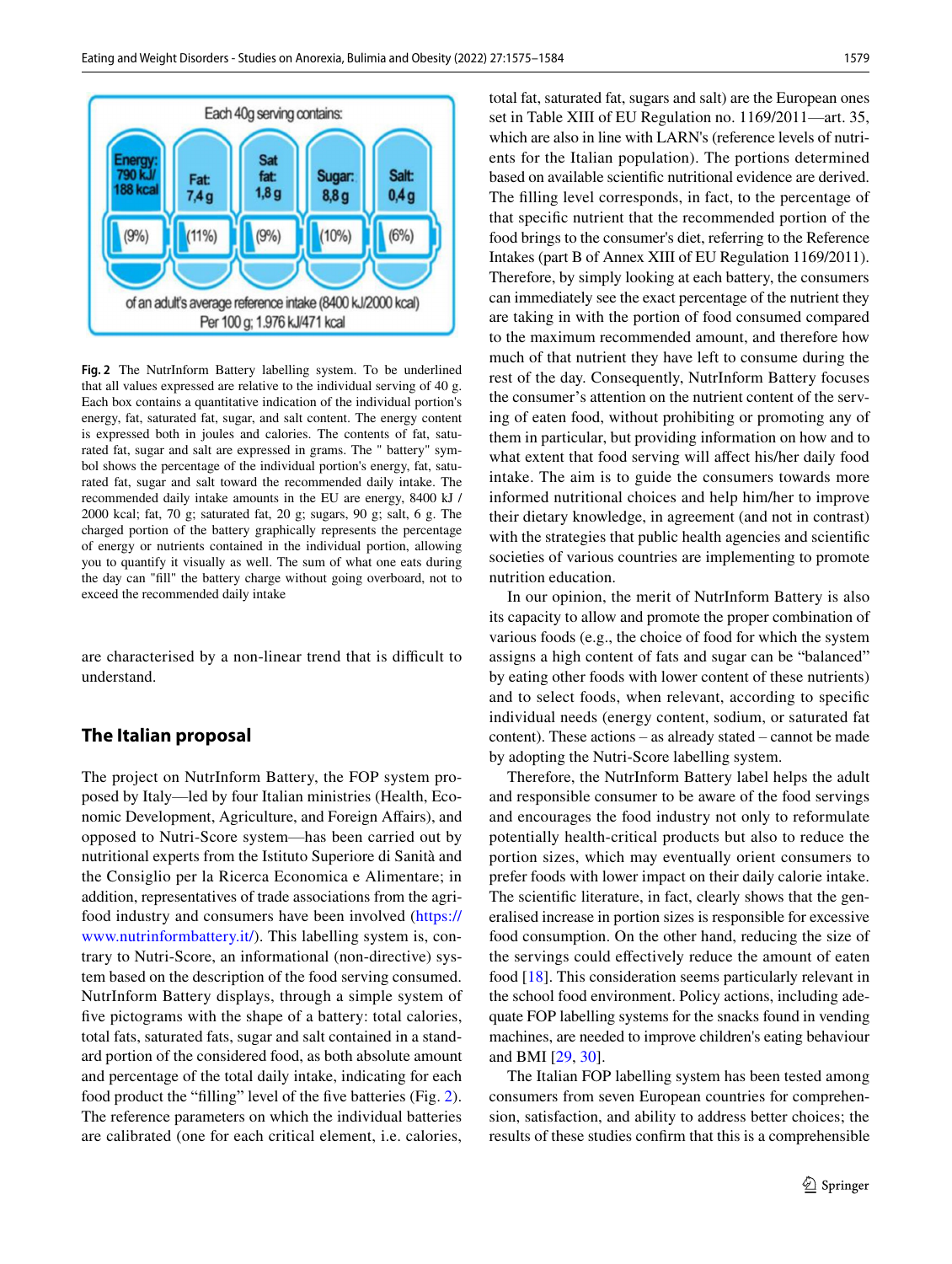Each 40g serving contains:

| Energy: 790 kJ/ 188 kcal | Fat: 7,4 g | Sat fat: 1,8 g | Sugar: 8,8 g | Salt: 0,4 g |
|---|---|---|---|---|
| (9%) | (11%) | (9%) | (10%) | (6%) |

of an adult's average reference intake (8400 kJ/2000 kcal)
Per 100 g; 1.976 kJ/471 kcal

**Fig. 2** The NutrInform Battery labelling system. To be underlined that all values expressed are relative to the individual serving of 40 g. Each box contains a quantitative indication of the individual portion's energy, fat, saturated fat, sugar, and salt content. The energy content is expressed both in joules and calories. The contents of fat, saturated fat, sugar and salt are expressed in grams. The " battery" symbol shows the percentage of the individual portion's energy, fat, saturated fat, sugar and salt toward the recommended daily intake. The recommended daily intake amounts in the EU are energy, 8400 kJ / 2000 kcal; fat, 70 g; saturated fat, 20 g; sugars, 90 g; salt, 6 g. The charged portion of the battery graphically represents the percentage of energy or nutrients contained in the individual portion, allowing you to quantify it visually as well. The sum of what one eats during the day can "fill" the battery charge without going overboard, not to exceed the recommended daily intake

are characterised by a non-linear trend that is difficult to understand.

## The Italian proposal

The project on NutrInform Battery, the FOP system proposed by Italy—led by four Italian ministries (Health, Economic Development, Agriculture, and Foreign Affairs), and opposed to Nutri-Score system—has been carried out by nutritional experts from the Istituto Superiore di Sanità and the Consiglio per la Ricerca Economica e Alimentare; in addition, representatives of trade associations from the agri-food industry and consumers have been involved (https://www.nutrinformbattery.it/). This labelling system is, contrary to Nutri-Score, an informational (non-directive) system based on the description of the food serving consumed. NutrInform Battery displays, through a simple system of five pictograms with the shape of a battery: total calories, total fats, saturated fats, sugar and salt contained in a standard portion of the considered food, as both absolute amount and percentage of the total daily intake, indicating for each food product the "filling" level of the five batteries (Fig. 2). The reference parameters on which the individual batteries are calibrated (one for each critical element, i.e. calories, total fat, saturated fat, sugars and salt) are the European ones set in Table XIII of EU Regulation no. 1169/2011—art. 35, which are also in line with LARN's (reference levels of nutrients for the Italian population). The portions determined based on available scientific nutritional evidence are derived. The filling level corresponds, in fact, to the percentage of that specific nutrient that the recommended portion of the food brings to the consumer's diet, referring to the Reference Intakes (part B of Annex XIII of EU Regulation 1169/2011). Therefore, by simply looking at each battery, the consumers can immediately see the exact percentage of the nutrient they are taking in with the portion of food consumed compared to the maximum recommended amount, and therefore how much of that nutrient they have left to consume during the rest of the day. Consequently, NutrInform Battery focuses the consumer's attention on the nutrient content of the serving of eaten food, without prohibiting or promoting any of them in particular, but providing information on how and to what extent that food serving will affect his/her daily food intake. The aim is to guide the consumers towards more informed nutritional choices and help him/her to improve their dietary knowledge, in agreement (and not in contrast) with the strategies that public health agencies and scientific societies of various countries are implementing to promote nutrition education.

In our opinion, the merit of NutrInform Battery is also its capacity to allow and promote the proper combination of various foods (e.g., the choice of food for which the system assigns a high content of fats and sugar can be "balanced" by eating other foods with lower content of these nutrients) and to select foods, when relevant, according to specific individual needs (energy content, sodium, or saturated fat content). These actions – as already stated – cannot be made by adopting the Nutri-Score labelling system.

Therefore, the NutrInform Battery label helps the adult and responsible consumer to be aware of the food servings and encourages the food industry not only to reformulate potentially health-critical products but also to reduce the portion sizes, which may eventually orient consumers to prefer foods with lower impact on their daily calorie intake. The scientific literature, in fact, clearly shows that the generalised increase in portion sizes is responsible for excessive food consumption. On the other hand, reducing the size of the servings could effectively reduce the amount of eaten food [18]. This consideration seems particularly relevant in the school food environment. Policy actions, including adequate FOP labelling systems for the snacks found in vending machines, are needed to improve children's eating behaviour and BMI [29, 30].

The Italian FOP labelling system has been tested among consumers from seven European countries for comprehension, satisfaction, and ability to address better choices; the results of these studies confirm that this is a comprehensible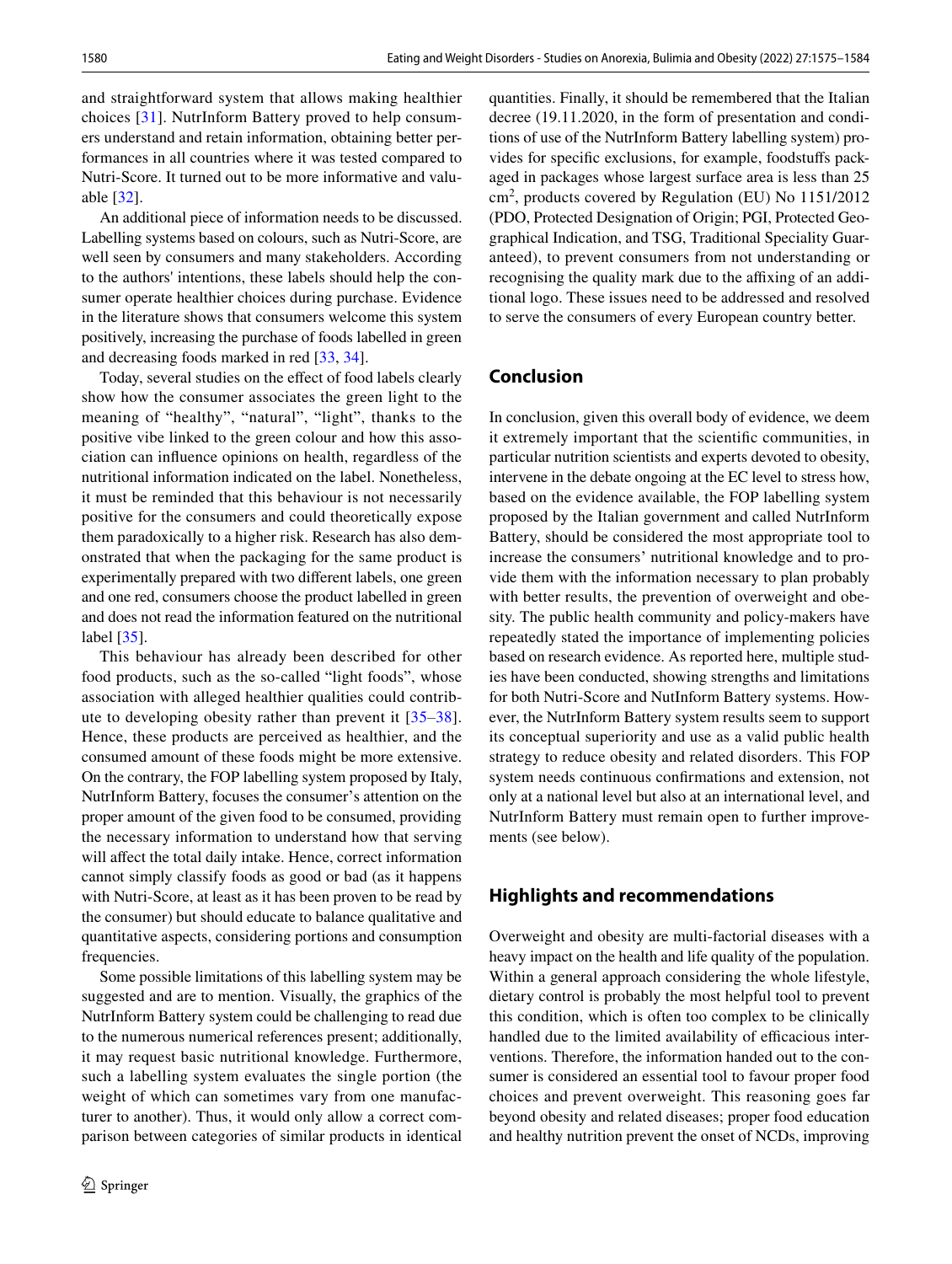and straightforward system that allows making healthier choices [31]. NutrInform Battery proved to help consumers understand and retain information, obtaining better performances in all countries where it was tested compared to Nutri-Score. It turned out to be more informative and valuable [32].

An additional piece of information needs to be discussed. Labelling systems based on colours, such as Nutri-Score, are well seen by consumers and many stakeholders. According to the authors' intentions, these labels should help the consumer operate healthier choices during purchase. Evidence in the literature shows that consumers welcome this system positively, increasing the purchase of foods labelled in green and decreasing foods marked in red [33, 34].

Today, several studies on the effect of food labels clearly show how the consumer associates the green light to the meaning of "healthy", "natural", "light", thanks to the positive vibe linked to the green colour and how this association can influence opinions on health, regardless of the nutritional information indicated on the label. Nonetheless, it must be reminded that this behaviour is not necessarily positive for the consumers and could theoretically expose them paradoxically to a higher risk. Research has also demonstrated that when the packaging for the same product is experimentally prepared with two different labels, one green and one red, consumers choose the product labelled in green and does not read the information featured on the nutritional label [35].

This behaviour has already been described for other food products, such as the so-called "light foods", whose association with alleged healthier qualities could contribute to developing obesity rather than prevent it [35–38]. Hence, these products are perceived as healthier, and the consumed amount of these foods might be more extensive. On the contrary, the FOP labelling system proposed by Italy, NutrInform Battery, focuses the consumer's attention on the proper amount of the given food to be consumed, providing the necessary information to understand how that serving will affect the total daily intake. Hence, correct information cannot simply classify foods as good or bad (as it happens with Nutri-Score, at least as it has been proven to be read by the consumer) but should educate to balance qualitative and quantitative aspects, considering portions and consumption frequencies.

Some possible limitations of this labelling system may be suggested and are to mention. Visually, the graphics of the NutrInform Battery system could be challenging to read due to the numerous numerical references present; additionally, it may request basic nutritional knowledge. Furthermore, such a labelling system evaluates the single portion (the weight of which can sometimes vary from one manufacturer to another). Thus, it would only allow a correct comparison between categories of similar products in identical quantities. Finally, it should be remembered that the Italian decree (19.11.2020, in the form of presentation and conditions of use of the NutrInform Battery labelling system) provides for specific exclusions, for example, foodstuffs packaged in packages whose largest surface area is less than 25 $cm^2$, products covered by Regulation (EU) No 1151/2012 (PDO, Protected Designation of Origin; PGI, Protected Geographical Indication, and TSG, Traditional Speciality Guaranteed), to prevent consumers from not understanding or recognising the quality mark due to the affixing of an additional logo. These issues need to be addressed and resolved to serve the consumers of every European country better.

## Conclusion

In conclusion, given this overall body of evidence, we deem it extremely important that the scientific communities, in particular nutrition scientists and experts devoted to obesity, intervene in the debate ongoing at the EC level to stress how, based on the evidence available, the FOP labelling system proposed by the Italian government and called NutrInform Battery, should be considered the most appropriate tool to increase the consumers' nutritional knowledge and to provide them with the information necessary to plan probably with better results, the prevention of overweight and obesity. The public health community and policy-makers have repeatedly stated the importance of implementing policies based on research evidence. As reported here, multiple studies have been conducted, showing strengths and limitations for both Nutri-Score and NutInform Battery systems. However, the NutrInform Battery system results seem to support its conceptual superiority and use as a valid public health strategy to reduce obesity and related disorders. This FOP system needs continuous confirmations and extension, not only at a national level but also at an international level, and NutrInform Battery must remain open to further improvements (see below).

## Highlights and recommendations

Overweight and obesity are multi-factorial diseases with a heavy impact on the health and life quality of the population. Within a general approach considering the whole lifestyle, dietary control is probably the most helpful tool to prevent this condition, which is often too complex to be clinically handled due to the limited availability of efficacious interventions. Therefore, the information handed out to the consumer is considered an essential tool to favour proper food choices and prevent overweight. This reasoning goes far beyond obesity and related diseases; proper food education and healthy nutrition prevent the onset of NCDs, improving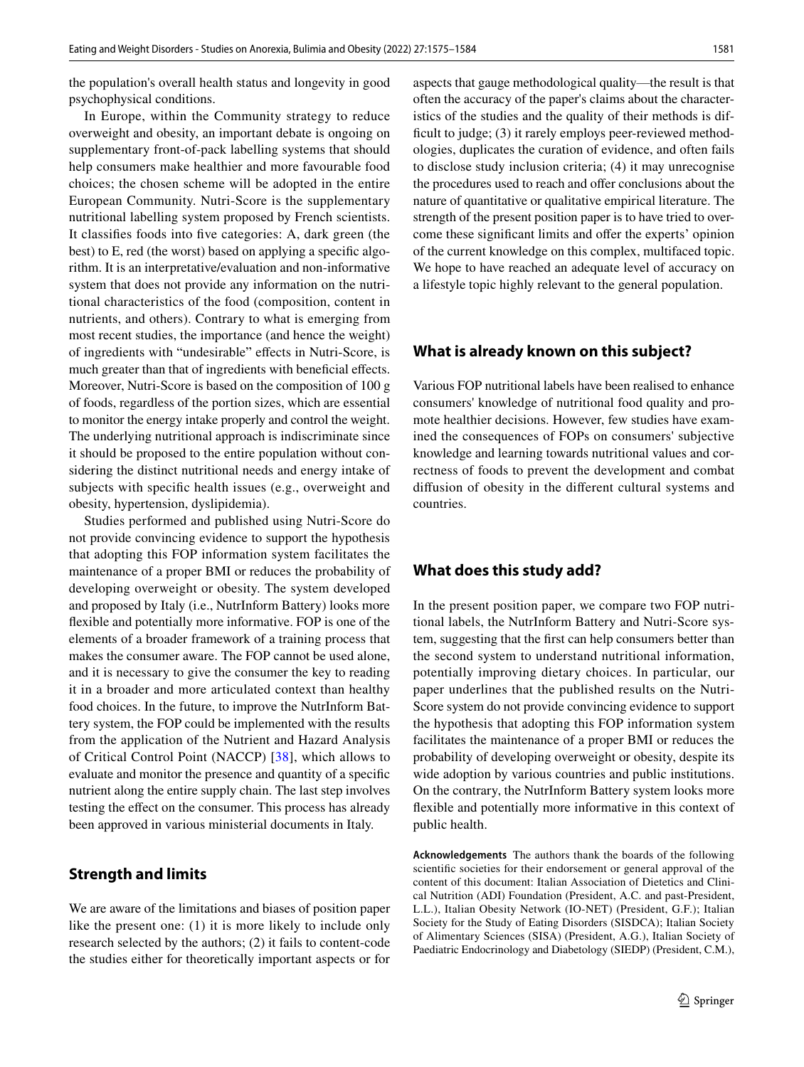the population's overall health status and longevity in good psychophysical conditions.

In Europe, within the Community strategy to reduce overweight and obesity, an important debate is ongoing on supplementary front-of-pack labelling systems that should help consumers make healthier and more favourable food choices; the chosen scheme will be adopted in the entire European Community. Nutri-Score is the supplementary nutritional labelling system proposed by French scientists. It classifies foods into five categories: A, dark green (the best) to E, red (the worst) based on applying a specific algorithm. It is an interpretative/evaluation and non-informative system that does not provide any information on the nutritional characteristics of the food (composition, content in nutrients, and others). Contrary to what is emerging from most recent studies, the importance (and hence the weight) of ingredients with "undesirable" effects in Nutri-Score, is much greater than that of ingredients with beneficial effects. Moreover, Nutri-Score is based on the composition of 100 g of foods, regardless of the portion sizes, which are essential to monitor the energy intake properly and control the weight. The underlying nutritional approach is indiscriminate since it should be proposed to the entire population without considering the distinct nutritional needs and energy intake of subjects with specific health issues (e.g., overweight and obesity, hypertension, dyslipidemia).

Studies performed and published using Nutri-Score do not provide convincing evidence to support the hypothesis that adopting this FOP information system facilitates the maintenance of a proper BMI or reduces the probability of developing overweight or obesity. The system developed and proposed by Italy (i.e., NutrInform Battery) looks more flexible and potentially more informative. FOP is one of the elements of a broader framework of a training process that makes the consumer aware. The FOP cannot be used alone, and it is necessary to give the consumer the key to reading it in a broader and more articulated context than healthy food choices. In the future, to improve the NutrInform Battery system, the FOP could be implemented with the results from the application of the Nutrient and Hazard Analysis of Critical Control Point (NACCP) [38], which allows to evaluate and monitor the presence and quantity of a specific nutrient along the entire supply chain. The last step involves testing the effect on the consumer. This process has already been approved in various ministerial documents in Italy.

## Strength and limits

We are aware of the limitations and biases of position paper like the present one: (1) it is more likely to include only research selected by the authors; (2) it fails to content-code the studies either for theoretically important aspects or for aspects that gauge methodological quality—the result is that often the accuracy of the paper's claims about the characteristics of the studies and the quality of their methods is difficult to judge; (3) it rarely employs peer-reviewed methodologies, duplicates the curation of evidence, and often fails to disclose study inclusion criteria; (4) it may unrecognise the procedures used to reach and offer conclusions about the nature of quantitative or qualitative empirical literature. The strength of the present position paper is to have tried to overcome these significant limits and offer the experts' opinion of the current knowledge on this complex, multifaced topic. We hope to have reached an adequate level of accuracy on a lifestyle topic highly relevant to the general population.

## What is already known on this subject?

Various FOP nutritional labels have been realised to enhance consumers' knowledge of nutritional food quality and promote healthier decisions. However, few studies have examined the consequences of FOPs on consumers' subjective knowledge and learning towards nutritional values and correctness of foods to prevent the development and combat diffusion of obesity in the different cultural systems and countries.

## What does this study add?

In the present position paper, we compare two FOP nutritional labels, the NutrInform Battery and Nutri-Score system, suggesting that the first can help consumers better than the second system to understand nutritional information, potentially improving dietary choices. In particular, our paper underlines that the published results on the Nutri-Score system do not provide convincing evidence to support the hypothesis that adopting this FOP information system facilitates the maintenance of a proper BMI or reduces the probability of developing overweight or obesity, despite its wide adoption by various countries and public institutions. On the contrary, the NutrInform Battery system looks more flexible and potentially more informative in this context of public health.

**Acknowledgements** The authors thank the boards of the following scientific societies for their endorsement or general approval of the content of this document: Italian Association of Dietetics and Clinical Nutrition (ADI) Foundation (President, A.C. and past-President, L.L.), Italian Obesity Network (IO-NET) (President, G.F.); Italian Society for the Study of Eating Disorders (SISDCA); Italian Society of Alimentary Sciences (SISA) (President, A.G.), Italian Society of Paediatric Endocrinology and Diabetology (SIEDP) (President, C.M.),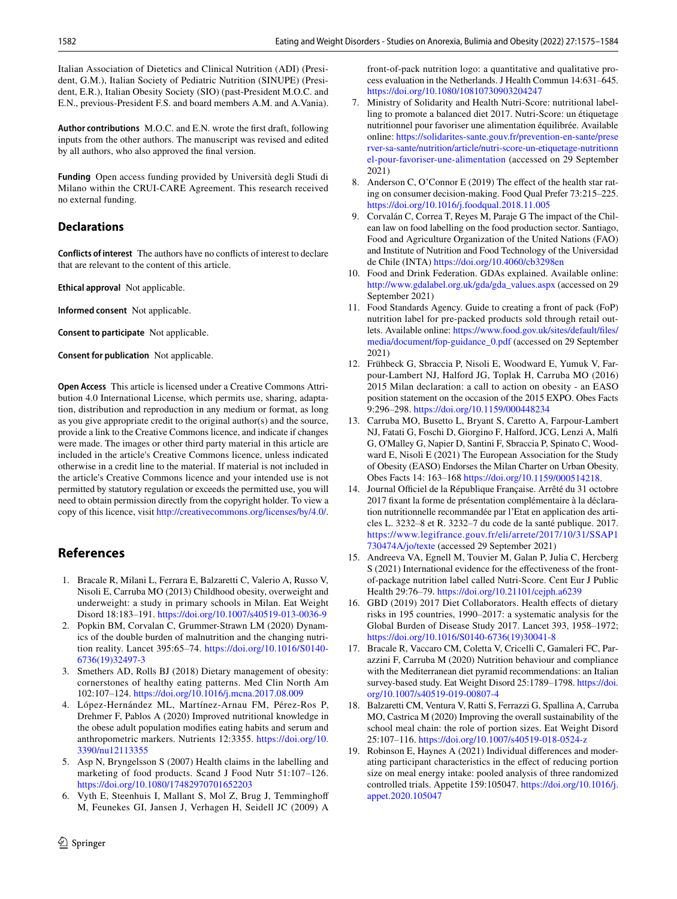Italian Association of Dietetics and Clinical Nutrition (ADI) (President, G.M.), Italian Society of Pediatric Nutrition (SINUPE) (President, E.R.), Italian Obesity Society (SIO) (past-President M.O.C. and E.N., previous-President F.S. and board members A.M. and A.Vania).

**Author contributions** M.O.C. and E.N. wrote the first draft, following inputs from the other authors. The manuscript was revised and edited by all authors, who also approved the final version.

**Funding** Open access funding provided by Università degli Studi di Milano within the CRUI-CARE Agreement. This research received no external funding.

## Declarations

**Conflicts of interest** The authors have no conflicts of interest to declare that are relevant to the content of this article.

**Ethical approval** Not applicable.

**Informed consent** Not applicable.

**Consent to participate** Not applicable.

**Consent for publication** Not applicable.

**Open Access** This article is licensed under a Creative Commons Attribution 4.0 International License, which permits use, sharing, adaptation, distribution and reproduction in any medium or format, as long as you give appropriate credit to the original author(s) and the source, provide a link to the Creative Commons licence, and indicate if changes were made. The images or other third party material in this article are included in the article's Creative Commons licence, unless indicated otherwise in a credit line to the material. If material is not included in the article's Creative Commons licence and your intended use is not permitted by statutory regulation or exceeds the permitted use, you will need to obtain permission directly from the copyright holder. To view a copy of this licence, visit http://creativecommons.org/licenses/by/4.0/.

## References

1. Bracale R, Milani L, Ferrara E, Balzaretti C, Valerio A, Russo V, Nisoli E, Carruba MO (2013) Childhood obesity, overweight and underweight: a study in primary schools in Milan. Eat Weight Disord 18:183–191. https://doi.org/10.1007/s40519-013-0036-9
2. Popkin BM, Corvalan C, Grummer-Strawn LM (2020) Dynamics of the double burden of malnutrition and the changing nutrition reality. Lancet 395:65–74. https://doi.org/10.1016/S0140-6736(19)32497-3
3. Smethers AD, Rolls BJ (2018) Dietary management of obesity: cornerstones of healthy eating patterns. Med Clin North Am 102:107–124. https://doi.org/10.1016/j.mcna.2017.08.009
4. López-Hernández ML, Martínez-Arnau FM, Pérez-Ros P, Drehmer F, Pablos A (2020) Improved nutritional knowledge in the obese adult population modifies eating habits and serum and anthropometric markers. Nutrients 12:3355. https://doi.org/10.3390/nu12113355
5. Asp N, Bryngelsson S (2007) Health claims in the labelling and marketing of food products. Scand J Food Nutr 51:107–126. https://doi.org/10.1080/17482970701652203
6. Vyth E, Steenhuis I, Mallant S, Mol Z, Brug J, Temminghoff M, Feunekes GI, Jansen J, Verhagen H, Seidell JC (2009) A front-of-pack nutrition logo: a quantitative and qualitative process evaluation in the Netherlands. J Health Commun 14:631–645. https://doi.org/10.1080/10810730903204247
7. Ministry of Solidarity and Health Nutri-Score: nutritional labelling to promote a balanced diet 2017. Nutri-Score: un étiquetage nutritionnel pour favoriser une alimentation équilibrée. Available online: https://solidarites-sante.gouv.fr/prevention-en-sante/preserver-sa-sante/nutrition/article/nutri-score-un-etiquetage-nutritionnel-pour-favoriser-une-alimentation (accessed on 29 September 2021)
8. Anderson C, O'Connor E (2019) The effect of the health star rating on consumer decision-making. Food Qual Prefer 73:215–225. https://doi.org/10.1016/j.foodqual.2018.11.005
9. Corvalán C, Correa T, Reyes M, Paraje G The impact of the Chilean law on food labelling on the food production sector. Santiago, Food and Agriculture Organization of the United Nations (FAO) and Institute of Nutrition and Food Technology of the Universidad de Chile (INTA) https://doi.org/10.4060/cb3298en
10. Food and Drink Federation. GDAs explained. Available online: http://www.gdalabel.org.uk/gda/gda_values.aspx (accessed on 29 September 2021)
11. Food Standards Agency. Guide to creating a front of pack (FoP) nutrition label for pre-packed products sold through retail outlets. Available online: https://www.food.gov.uk/sites/default/files/media/document/fop-guidance_0.pdf (accessed on 29 September 2021)
12. Frühbeck G, Sbraccia P, Nisoli E, Woodward E, Yumuk V, Farpour-Lambert NJ, Halford JG, Toplak H, Carruba MO (2016) 2015 Milan declaration: a call to action on obesity - an EASO position statement on the occasion of the 2015 EXPO. Obes Facts 9:296–298. https://doi.org/10.1159/000448234
13. Carruba MO, Busetto L, Bryant S, Caretto A, Farpour-Lambert NJ, Fatati G, Foschi D, Giorgino F, Halford, JCG, Lenzi A, Malfi G, O'Malley G, Napier D, Santini F, Sbraccia P, Spinato C, Woodward E, Nisoli E (2021) The European Association for the Study of Obesity (EASO) Endorses the Milan Charter on Urban Obesity. Obes Facts 14: 163–168 https://doi.org/10.1159/000514218.
14. Journal Officiel de la République Française. Arrêté du 31 octobre 2017 fixant la forme de présentation complémentaire à la déclaration nutritionnelle recommandée par l'Etat en application des articles L. 3232–8 et R. 3232–7 du code de la santé publique. 2017. https://www.legifrance.gouv.fr/eli/arrete/2017/10/31/SSAP1730474A/jo/texte (accessed 29 September 2021)
15. Andreeva VA, Egnell M, Touvier M, Galan P, Julia C, Hercberg S (2021) International evidence for the effectiveness of the front-of-package nutrition label called Nutri-Score. Cent Eur J Public Health 29:76–79. https://doi.org/10.21101/cejph.a6239
16. GBD (2019) 2017 Diet Collaborators. Health effects of dietary risks in 195 countries, 1990–2017: a systematic analysis for the Global Burden of Disease Study 2017. Lancet 393, 1958–1972; https://doi.org/10.1016/S0140-6736(19)30041-8
17. Bracale R, Vaccaro CM, Coletta V, Cricelli C, Gamaleri FC, Parazzini F, Carruba M (2020) Nutrition behaviour and compliance with the Mediterranean diet pyramid recommendations: an Italian survey-based study. Eat Weight Disord 25:1789–1798. https://doi.org/10.1007/s40519-019-00807-4
18. Balzaretti CM, Ventura V, Ratti S, Ferrazzi G, Spallina A, Carruba MO, Castrica M (2020) Improving the overall sustainability of the school meal chain: the role of portion sizes. Eat Weight Disord 25:107–116. https://doi.org/10.1007/s40519-018-0524-z
19. Robinson E, Haynes A (2021) Individual differences and moderating participant characteristics in the effect of reducing portion size on meal energy intake: pooled analysis of three randomized controlled trials. Appetite 159:105047. https://doi.org/10.1016/j.appet.2020.105047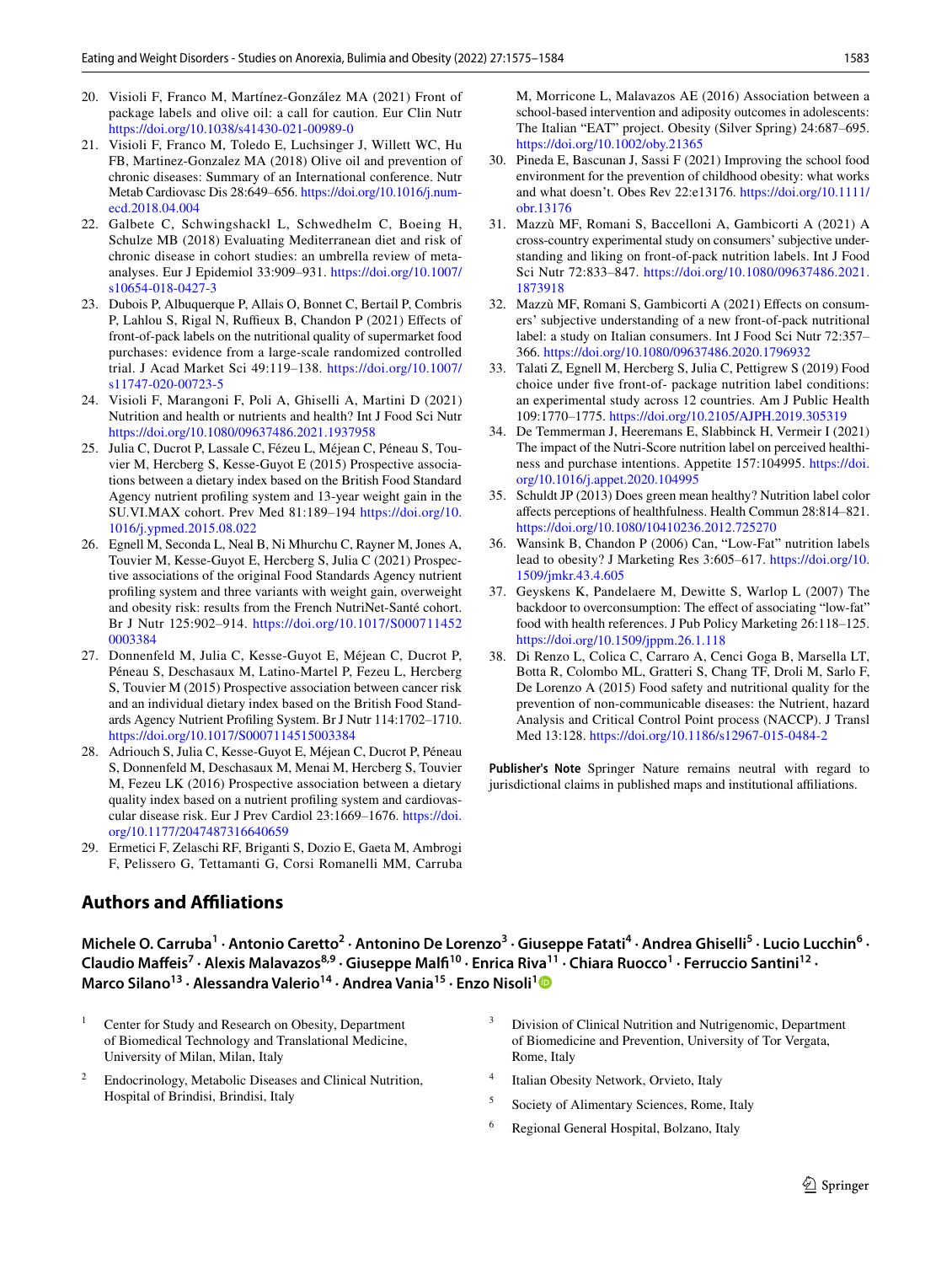20. Visioli F, Franco M, Martínez-González MA (2021) Front of package labels and olive oil: a call for caution. Eur Clin Nutr https://doi.org/10.1038/s41430-021-00989-0
21. Visioli F, Franco M, Toledo E, Luchsinger J, Willett WC, Hu FB, Martinez-Gonzalez MA (2018) Olive oil and prevention of chronic diseases: Summary of an International conference. Nutr Metab Cardiovasc Dis 28:649–656. https://doi.org/10.1016/j.numecd.2018.04.004
22. Galbete C, Schwingshackl L, Schwedhelm C, Boeing H, Schulze MB (2018) Evaluating Mediterranean diet and risk of chronic disease in cohort studies: an umbrella review of meta-analyses. Eur J Epidemiol 33:909–931. https://doi.org/10.1007/s10654-018-0427-3
23. Dubois P, Albuquerque P, Allais O, Bonnet C, Bertail P, Combris P, Lahlou S, Rigal N, Ruffieux B, Chandon P (2021) Effects of front-of-pack labels on the nutritional quality of supermarket food purchases: evidence from a large-scale randomized controlled trial. J Acad Market Sci 49:119–138. https://doi.org/10.1007/s11747-020-00723-5
24. Visioli F, Marangoni F, Poli A, Ghiselli A, Martini D (2021) Nutrition and health or nutrients and health? Int J Food Sci Nutr https://doi.org/10.1080/09637486.2021.1937958
25. Julia C, Ducrot P, Lassale C, Fézeu L, Méjean C, Péneau S, Touvier M, Hercberg S, Kesse-Guyot E (2015) Prospective associations between a dietary index based on the British Food Standard Agency nutrient profiling system and 13-year weight gain in the SU.VI.MAX cohort. Prev Med 81:189–194 https://doi.org/10.1016/j.ypmed.2015.08.022
26. Egnell M, Seconda L, Neal B, Ni Mhurchu C, Rayner M, Jones A, Touvier M, Kesse-Guyot E, Hercberg S, Julia C (2021) Prospective associations of the original Food Standards Agency nutrient profiling system and three variants with weight gain, overweight and obesity risk: results from the French NutriNet-Santé cohort. Br J Nutr 125:902–914. https://doi.org/10.1017/S0007114520003384
27. Donnenfeld M, Julia C, Kesse-Guyot E, Méjean C, Ducrot P, Péneau S, Deschasaux M, Latino-Martel P, Fezeu L, Hercberg S, Touvier M (2015) Prospective association between cancer risk and an individual dietary index based on the British Food Standards Agency Nutrient Profiling System. Br J Nutr 114:1702–1710. https://doi.org/10.1017/S0007114515003384
28. Adriouch S, Julia C, Kesse-Guyot E, Méjean C, Ducrot P, Péneau S, Donnenfeld M, Deschasaux M, Menai M, Hercberg S, Touvier M, Fezeu LK (2016) Prospective association between a dietary quality index based on a nutrient profiling system and cardiovascular disease risk. Eur J Prev Cardiol 23:1669–1676. https://doi.org/10.1177/2047487316640659
29. Ermetici F, Zelaschi RF, Briganti S, Dozio E, Gaeta M, Ambrogi F, Pelissero G, Tettamanti G, Corsi Romanelli MM, Carruba M, Morricone L, Malavazos AE (2016) Association between a school-based intervention and adiposity outcomes in adolescents: The Italian "EAT" project. Obesity (Silver Spring) 24:687–695. https://doi.org/10.1002/oby.21365
30. Pineda E, Bascunan J, Sassi F (2021) Improving the school food environment for the prevention of childhood obesity: what works and what doesn't. Obes Rev 22:e13176. https://doi.org/10.1111/obr.13176
31. Mazzù MF, Romani S, Baccelloni A, Gambicorti A (2021) A cross-country experimental study on consumers' subjective understanding and liking on front-of-pack nutrition labels. Int J Food Sci Nutr 72:833–847. https://doi.org/10.1080/09637486.2021.1873918
32. Mazzù MF, Romani S, Gambicorti A (2021) Effects on consumers' subjective understanding of a new front-of-pack nutritional label: a study on Italian consumers. Int J Food Sci Nutr 72:357–366. https://doi.org/10.1080/09637486.2020.1796932
33. Talati Z, Egnell M, Hercberg S, Julia C, Pettigrew S (2019) Food choice under five front-of- package nutrition label conditions: an experimental study across 12 countries. Am J Public Health 109:1770–1775. https://doi.org/10.2105/AJPH.2019.305319
34. De Temmerman J, Heeremans E, Slabbinck H, Vermeir I (2021) The impact of the Nutri-Score nutrition label on perceived healthiness and purchase intentions. Appetite 157:104995. https://doi.org/10.1016/j.appet.2020.104995
35. Schuldt JP (2013) Does green mean healthy? Nutrition label color affects perceptions of healthfulness. Health Commun 28:814–821. https://doi.org/10.1080/10410236.2012.725270
36. Wansink B, Chandon P (2006) Can, "Low-Fat" nutrition labels lead to obesity? J Marketing Res 3:605–617. https://doi.org/10.1509/jmkr.43.4.605
37. Geyskens K, Pandelaere M, Dewitte S, Warlop L (2007) The backdoor to overconsumption: The effect of associating "low-fat" food with health references. J Pub Policy Marketing 26:118–125. https://doi.org/10.1509/jppm.26.1.118
38. Di Renzo L, Colica C, Carraro A, Cenci Goga B, Marsella LT, Botta R, Colombo ML, Gratteri S, Chang TF, Droli M, Sarlo F, De Lorenzo A (2015) Food safety and nutritional quality for the prevention of non-communicable diseases: the Nutrient, hazard Analysis and Critical Control Point process (NACCP). J Transl Med 13:128. https://doi.org/10.1186/s12967-015-0484-2

**Publisher's Note** Springer Nature remains neutral with regard to jurisdictional claims in published maps and institutional affiliations.

## Authors and Affiliations

**Michele O. Carruba[1] · Antonio Caretto[2] · Antonino De Lorenzo[3] · Giuseppe Fatati[4] · Andrea Ghiselli[5] · Lucio Lucchin[6] · Claudio Maffeis[7] · Alexis Malavazos[8,9] · Giuseppe Malfi[10] · Enrica Riva[11] · Chiara Ruocco[1] · Ferruccio Santini[12] · Marco Silano[13] · Alessandra Valerio[14] · Andrea Vania[15] · Enzo Nisoli[1]**

[1] Center for Study and Research on Obesity, Department of Biomedical Technology and Translational Medicine, University of Milan, Milan, Italy

[2] Endocrinology, Metabolic Diseases and Clinical Nutrition, Hospital of Brindisi, Brindisi, Italy

[3] Division of Clinical Nutrition and Nutrigenomic, Department of Biomedicine and Prevention, University of Tor Vergata, Rome, Italy

[4] Italian Obesity Network, Orvieto, Italy

[5] Society of Alimentary Sciences, Rome, Italy

[6] Regional General Hospital, Bolzano, Italy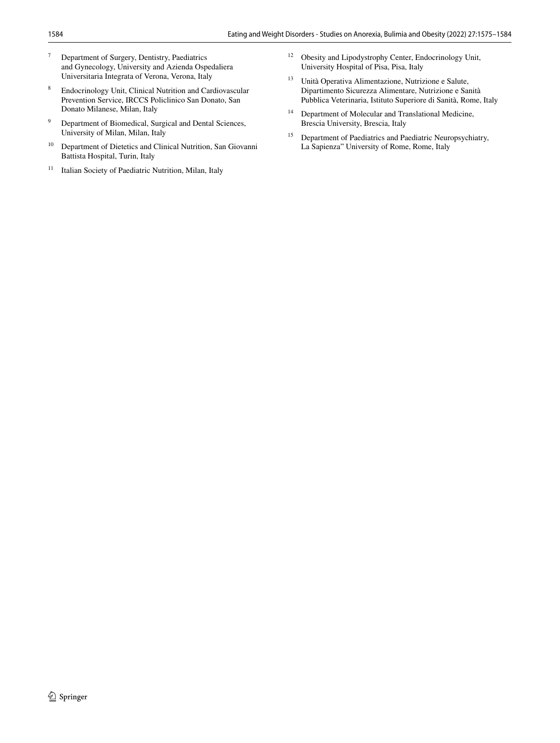[7] Department of Surgery, Dentistry, Paediatrics and Gynecology, University and Azienda Ospedaliera Universitaria Integrata of Verona, Verona, Italy

[8] Endocrinology Unit, Clinical Nutrition and Cardiovascular Prevention Service, IRCCS Policlinico San Donato, San Donato Milanese, Milan, Italy

[9] Department of Biomedical, Surgical and Dental Sciences, University of Milan, Milan, Italy

[10] Department of Dietetics and Clinical Nutrition, San Giovanni Battista Hospital, Turin, Italy

[11] Italian Society of Paediatric Nutrition, Milan, Italy

[12] Obesity and Lipodystrophy Center, Endocrinology Unit, University Hospital of Pisa, Pisa, Italy

[13] Unità Operativa Alimentazione, Nutrizione e Salute, Dipartimento Sicurezza Alimentare, Nutrizione e Sanità Pubblica Veterinaria, Istituto Superiore di Sanità, Rome, Italy

[14] Department of Molecular and Translational Medicine, Brescia University, Brescia, Italy

[15] Department of Paediatrics and Paediatric Neuropsychiatry, La Sapienza" University of Rome, Rome, Italy